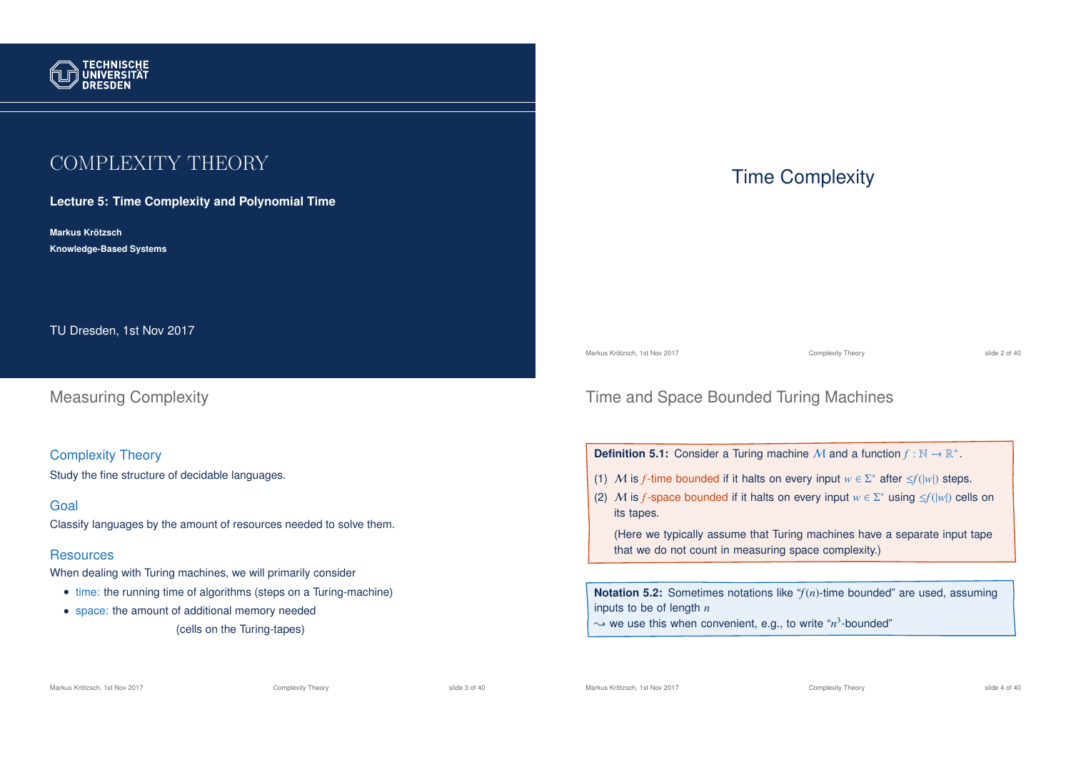# COMPLEXITY THEORY

**Lecture 5: Time Complexity and Polynomial Time**

**Markus Krötzsch**

**Knowledge-Based Systems**

TU Dresden, 1st Nov 2017

# Time Complexity

## Measuring Complexity

### Complexity Theory

Study the fine structure of decidable languages.

### Goal

Classify languages by the amount of resources needed to solve them.

### Resources

When dealing with Turing machines, we will primarily consider

- time: the running time of algorithms (steps on a Turing-machine)
- space: the amount of additional memory needed (cells on the Turing-tapes)

## Time and Space Bounded Turing Machines

**Definition 5.1:** Consider a Turing machine $\mathcal{M}$ and a function $f : \mathbb{N} \to \mathbb{R}^+$.

(1) $\mathcal{M}$ is $f$-time bounded if it halts on every input $w \in \Sigma^*$ after $\leq f(|w|)$ steps.

(2) $\mathcal{M}$ is $f$-space bounded if it halts on every input $w \in \Sigma^*$ using $\leq f(|w|)$ cells on its tapes.

(Here we typically assume that Turing machines have a separate input tape that we do not count in measuring space complexity.)

**Notation 5.2:** Sometimes notations like "$f(n)$-time bounded" are used, assuming inputs to be of length $n$
$\leadsto$ we use this when convenient, e.g., to write "$n^3$-bounded"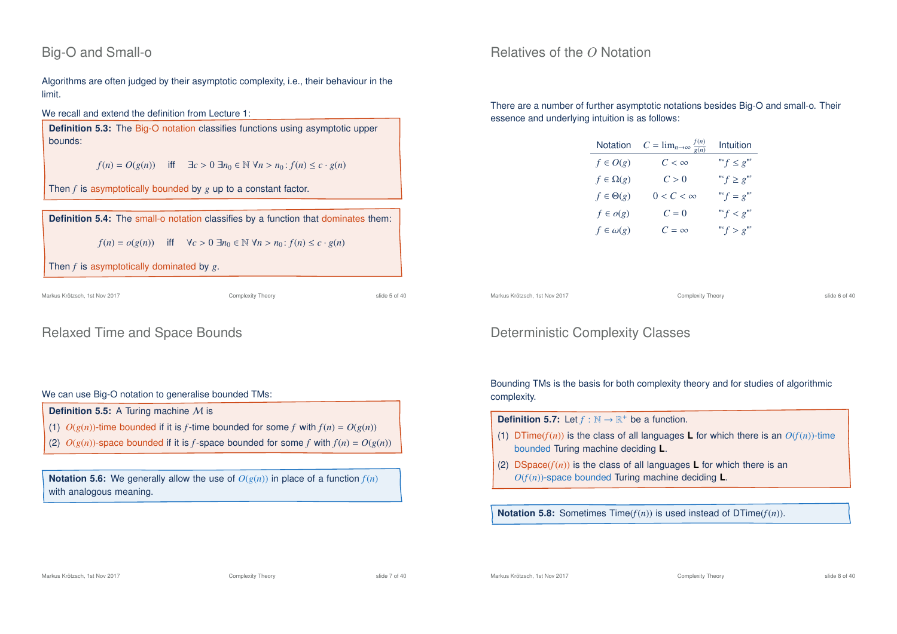## Big-O and Small-o

Algorithms are often judged by their asymptotic complexity, i.e., their behaviour in the limit.

We recall and extend the definition from Lecture 1:

**Definition 5.3:** The Big-O notation classifies functions using asymptotic upper bounds:

$$f(n) = O(g(n)) \quad \text{iff} \quad \exists c > 0\ \exists n_0 \in \mathbb{N}\ \forall n > n_0 \colon f(n) \leq c \cdot g(n)$$

Then $f$ is asymptotically bounded by $g$ up to a constant factor.

**Definition 5.4:** The small-o notation classifies by a function that dominates them:

$$f(n) = o(g(n)) \quad \text{iff} \quad \forall c > 0\ \exists n_0 \in \mathbb{N}\ \forall n > n_0 \colon f(n) \leq c \cdot g(n)$$

Then $f$ is asymptotically dominated by $g$.

## Relatives of the $O$ Notation

There are a number of further asymptotic notations besides Big-O and small-o. Their essence and underlying intuition is as follows:

| Notation | $C = \lim_{n\to\infty} \frac{f(n)}{g(n)}$ | Intuition |
|---|---|---|
| $f \in O(g)$ | $C < \infty$ | "$f \leq g$" |
| $f \in \Omega(g)$ | $C > 0$ | "$f \geq g$" |
| $f \in \Theta(g)$ | $0 < C < \infty$ | "$f = g$" |
| $f \in o(g)$ | $C = 0$ | "$f < g$" |
| $f \in \omega(g)$ | $C = \infty$ | "$f > g$" |

## Relaxed Time and Space Bounds

We can use Big-O notation to generalise bounded TMs:

**Definition 5.5:** A Turing machine $\mathcal{M}$ is

(1) $O(g(n))$-time bounded if it is $f$-time bounded for some $f$ with $f(n) = O(g(n))$

(2) $O(g(n))$-space bounded if it is $f$-space bounded for some $f$ with $f(n) = O(g(n))$

**Notation 5.6:** We generally allow the use of $O(g(n))$ in place of a function $f(n)$ with analogous meaning.

## Deterministic Complexity Classes

Bounding TMs is the basis for both complexity theory and for studies of algorithmic complexity.

**Definition 5.7:** Let $f : \mathbb{N} \to \mathbb{R}^+$ be a function.

(1) DTime($f(n)$) is the class of all languages **L** for which there is an $O(f(n))$-time bounded Turing machine deciding **L**.

(2) DSpace($f(n)$) is the class of all languages **L** for which there is an $O(f(n))$-space bounded Turing machine deciding **L**.

**Notation 5.8:** Sometimes Time($f(n)$) is used instead of DTime($f(n)$).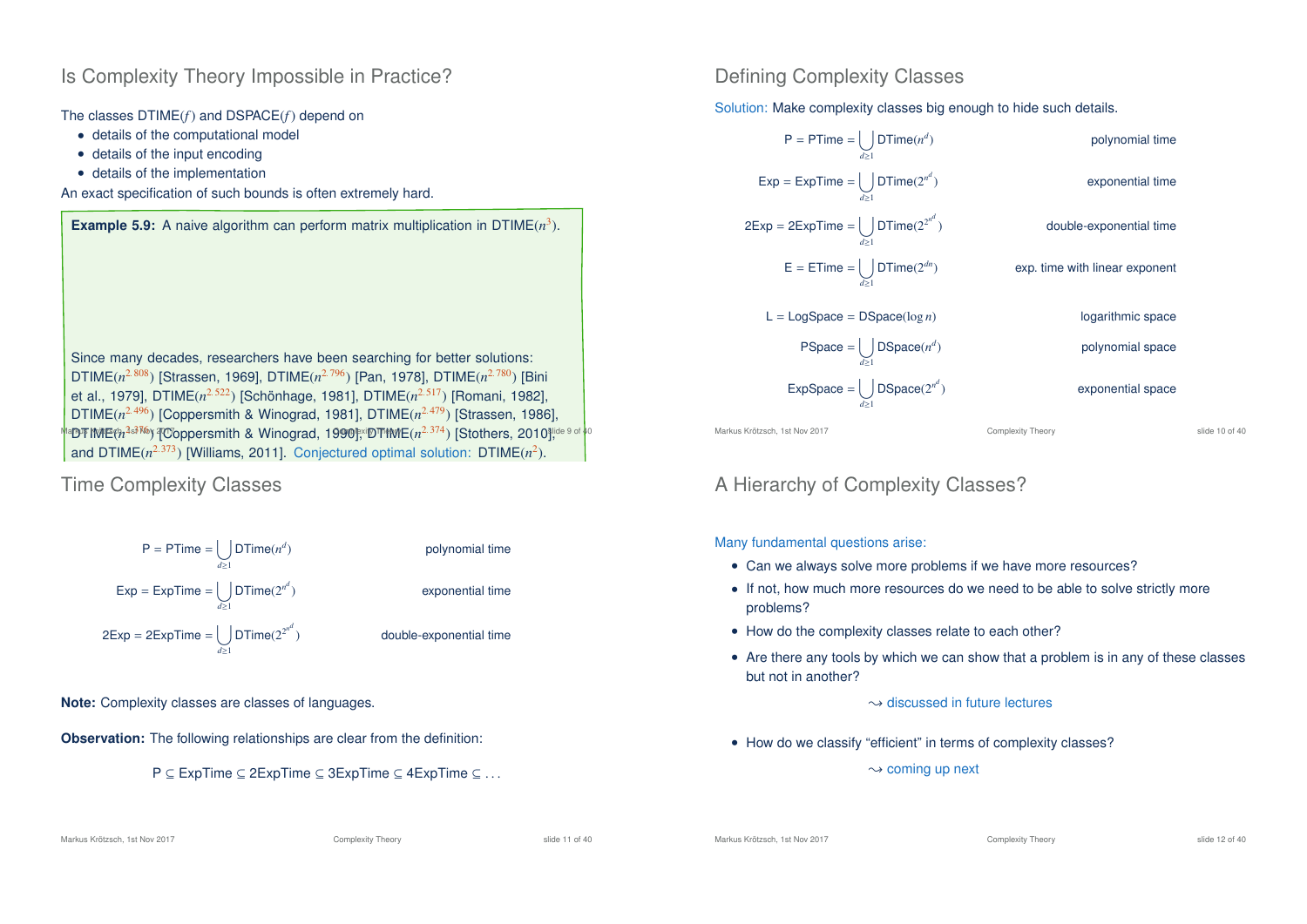## Is Complexity Theory Impossible in Practice?

The classes DTIME($f$) and DSPACE($f$) depend on

- details of the computational model
- details of the input encoding
- details of the implementation

An exact specification of such bounds is often extremely hard.

**Example 5.9:** A naive algorithm can perform matrix multiplication in DTIME($n^3$).

Since many decades, researchers have been searching for better solutions: DTIME($n^{2.808}$) [Strassen, 1969], DTIME($n^{2.796}$) [Pan, 1978], DTIME($n^{2.780}$) [Bini et al., 1979], DTIME($n^{2.522}$) [Schönhage, 1981], DTIME($n^{2.517}$) [Romani, 1982], DTIME($n^{2.496}$) [Coppersmith & Winograd, 1981], DTIME($n^{2.479}$) [Strassen, 1986], DTIME($n^{2.376}$) [Coppersmith & Winograd, 1990], DTIME($n^{2.374}$) [Stothers, 2010], and DTIME($n^{2.373}$) [Williams, 2011]. Conjectured optimal solution: DTIME($n^2$).

## Defining Complexity Classes

Solution: Make complexity classes big enough to hide such details.

$$\mathsf{P} = \mathsf{PTime} = \bigcup_{d \geq 1} \mathsf{DTime}(n^d) \quad \text{polynomial time}$$

$$\mathsf{Exp} = \mathsf{ExpTime} = \bigcup_{d \geq 1} \mathsf{DTime}(2^{n^d}) \quad \text{exponential time}$$

$$\mathsf{2Exp} = \mathsf{2ExpTime} = \bigcup_{d \geq 1} \mathsf{DTime}(2^{2^{n^d}}) \quad \text{double-exponential time}$$

$$\mathsf{E} = \mathsf{ETime} = \bigcup_{d \geq 1} \mathsf{DTime}(2^{dn}) \quad \text{exp. time with linear exponent}$$

$$\mathsf{L} = \mathsf{LogSpace} = \mathsf{DSpace}(\log n) \quad \text{logarithmic space}$$

$$\mathsf{PSpace} = \bigcup_{d \geq 1} \mathsf{DSpace}(n^d) \quad \text{polynomial space}$$

$$\mathsf{ExpSpace} = \bigcup_{d \geq 1} \mathsf{DSpace}(2^{n^d}) \quad \text{exponential space}$$

## Time Complexity Classes

$$\mathsf{P} = \mathsf{PTime} = \bigcup_{d \geq 1} \mathsf{DTime}(n^d) \quad \text{polynomial time}$$

$$\mathsf{Exp} = \mathsf{ExpTime} = \bigcup_{d \geq 1} \mathsf{DTime}(2^{n^d}) \quad \text{exponential time}$$

$$\mathsf{2Exp} = \mathsf{2ExpTime} = \bigcup_{d \geq 1} \mathsf{DTime}(2^{2^{n^d}}) \quad \text{double-exponential time}$$

**Note:** Complexity classes are classes of languages.

**Observation:** The following relationships are clear from the definition:

$$\mathsf{P} \subseteq \mathsf{ExpTime} \subseteq \mathsf{2ExpTime} \subseteq \mathsf{3ExpTime} \subseteq \mathsf{4ExpTime} \subseteq \ldots$$

## A Hierarchy of Complexity Classes?

Many fundamental questions arise:

- Can we always solve more problems if we have more resources?
- If not, how much more resources do we need to be able to solve strictly more problems?
- How do the complexity classes relate to each other?
- Are there any tools by which we can show that a problem is in any of these classes but not in another?

  $\leadsto$ discussed in future lectures

- How do we classify "efficient" in terms of complexity classes?

  $\leadsto$ coming up next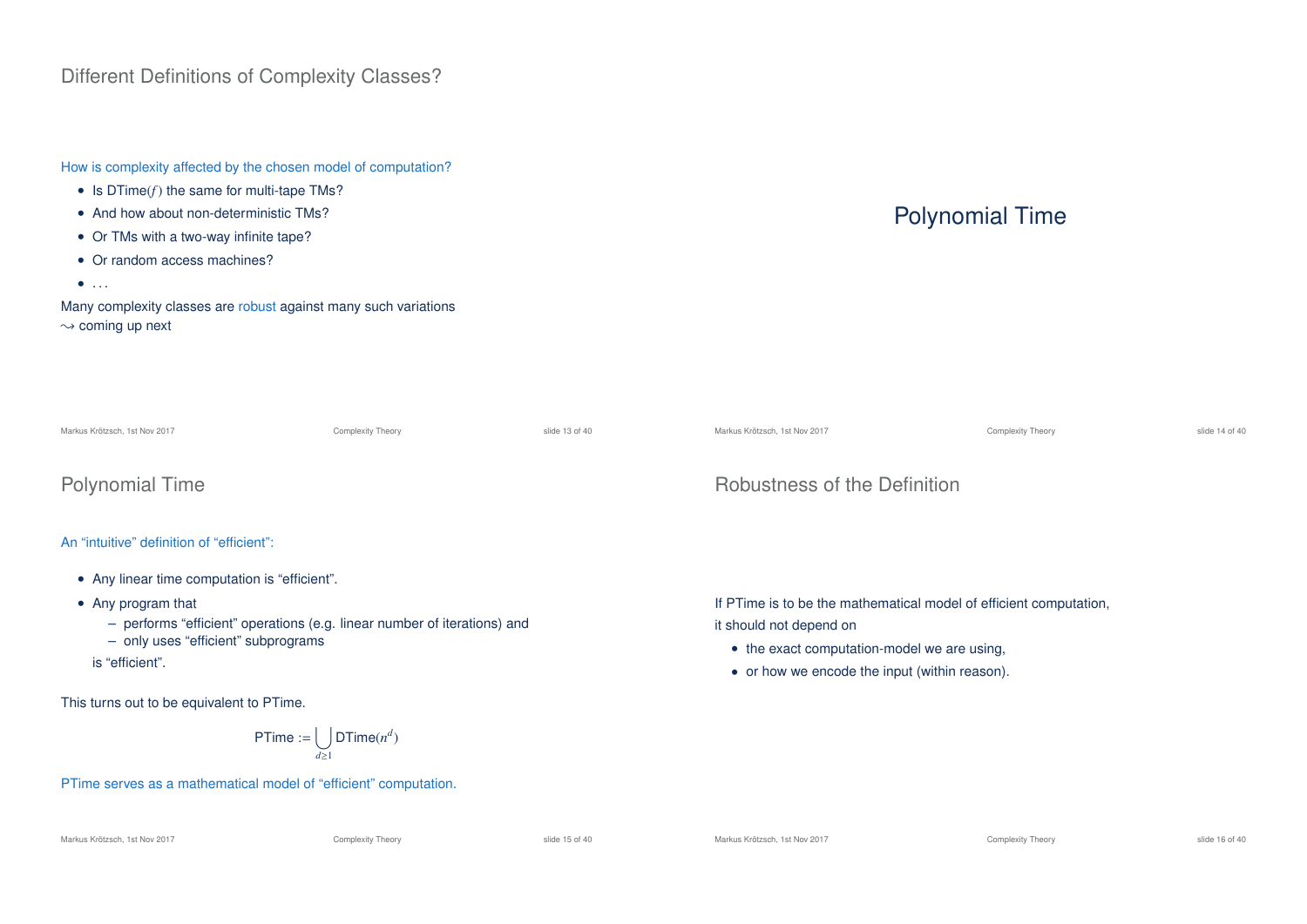## Different Definitions of Complexity Classes?

How is complexity affected by the chosen model of computation?

- Is DTime($f$) the same for multi-tape TMs?
- And how about non-deterministic TMs?
- Or TMs with a two-way infinite tape?
- Or random access machines?
- ...

Many complexity classes are robust against many such variations
$\leadsto$ coming up next

# Polynomial Time

## Polynomial Time

An "intuitive" definition of "efficient":

- Any linear time computation is "efficient".
- Any program that
  - performs "efficient" operations (e.g. linear number of iterations) and
  - only uses "efficient" subprograms

  is "efficient".

This turns out to be equivalent to PTime.

$$\text{PTime} := \bigcup_{d \geq 1} \text{DTime}(n^d)$$

PTime serves as a mathematical model of "efficient" computation.

## Robustness of the Definition

If PTime is to be the mathematical model of efficient computation, it should not depend on

- the exact computation-model we are using,
- or how we encode the input (within reason).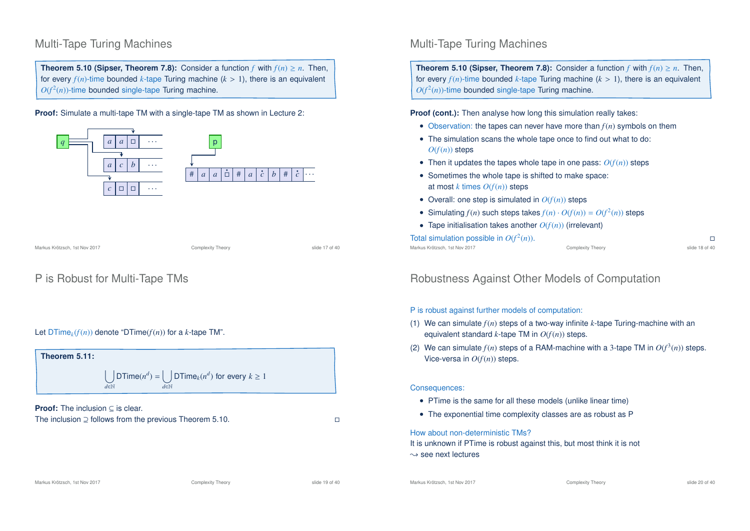## Multi-Tape Turing Machines

**Theorem 5.10 (Sipser, Theorem 7.8):** Consider a function $f$ with $f(n) \geq n$. Then, for every $f(n)$-time bounded $k$-tape Turing machine ($k > 1$), there is an equivalent $O(f^2(n))$-time bounded single-tape Turing machine.

**Proof:** Simulate a multi-tape TM with a single-tape TM as shown in Lecture 2:

## Multi-Tape Turing Machines

**Theorem 5.10 (Sipser, Theorem 7.8):** Consider a function $f$ with $f(n) \geq n$. Then, for every $f(n)$-time bounded $k$-tape Turing machine ($k > 1$), there is an equivalent $O(f^2(n))$-time bounded single-tape Turing machine.

**Proof (cont.):** Then analyse how long this simulation really takes:

- Observation: the tapes can never have more than $f(n)$ symbols on them
- The simulation scans the whole tape once to find out what to do: $O(f(n))$ steps
- Then it updates the tapes whole tape in one pass: $O(f(n))$ steps
- Sometimes the whole tape is shifted to make space: at most $k$ times $O(f(n))$ steps
- Overall: one step is simulated in $O(f(n))$ steps
- Simulating $f(n)$ such steps takes $f(n) \cdot O(f(n)) = O(f^2(n))$ steps
- Tape initialisation takes another $O(f(n))$ (irrelevant)

Total simulation possible in $O(f^2(n))$. □

## P is Robust for Multi-Tape TMs

Let $\mathsf{DTime}_k(f(n))$ denote "$\mathsf{DTime}(f(n))$ for a $k$-tape TM".

**Theorem 5.11:**

$$\bigcup_{d \in \mathbb{N}} \mathsf{DTime}(n^d) = \bigcup_{d \in \mathbb{N}} \mathsf{DTime}_k(n^d) \text{ for every } k \geq 1$$

**Proof:** The inclusion $\subseteq$ is clear.
The inclusion $\supseteq$ follows from the previous Theorem 5.10. □

## Robustness Against Other Models of Computation

P is robust against further models of computation:

(1) We can simulate $f(n)$ steps of a two-way infinite $k$-tape Turing-machine with an equivalent standard $k$-tape TM in $O(f(n))$ steps.

(2) We can simulate $f(n)$ steps of a RAM-machine with a 3-tape TM in $O(f^3(n))$ steps. Vice-versa in $O(f(n))$ steps.

Consequences:

- PTime is the same for all these models (unlike linear time)
- The exponential time complexity classes are as robust as P

How about non-deterministic TMs?
It is unknown if PTime is robust against this, but most think it is not
$\rightsquigarrow$ see next lectures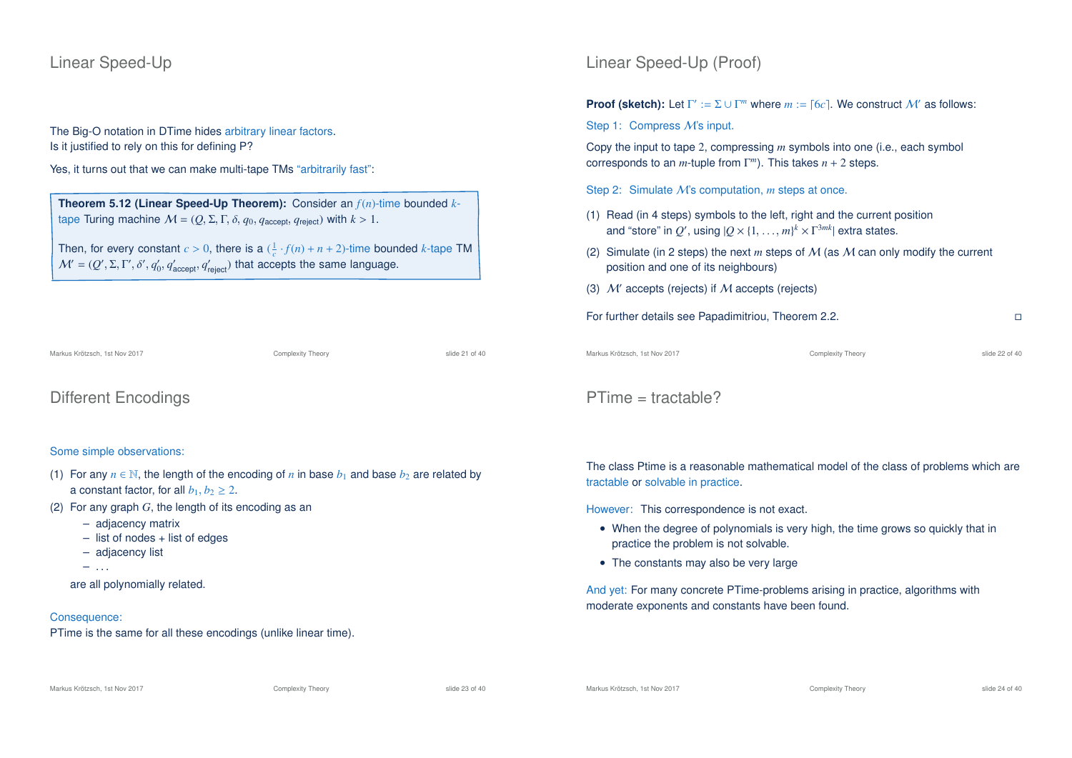## Linear Speed-Up

The Big-O notation in DTime hides arbitrary linear factors.
Is it justified to rely on this for defining P?

Yes, it turns out that we can make multi-tape TMs "arbitrarily fast":

> **Theorem 5.12 (Linear Speed-Up Theorem):** Consider an $f(n)$-time bounded $k$-tape Turing machine $\mathcal{M} = (Q, \Sigma, \Gamma, \delta, q_0, q_{\text{accept}}, q_{\text{reject}})$ with $k > 1$.
>
> Then, for every constant $c > 0$, there is a $(\frac{1}{c} \cdot f(n) + n + 2)$-time bounded $k$-tape TM $\mathcal{M}' = (Q', \Sigma, \Gamma', \delta', q'_0, q'_{\text{accept}}, q'_{\text{reject}})$ that accepts the same language.

## Linear Speed-Up (Proof)

**Proof (sketch):** Let $\Gamma' := \Sigma \cup \Gamma^m$ where $m := \lceil 6c \rceil$. We construct $\mathcal{M}'$ as follows:

Step 1: Compress $\mathcal{M}$'s input.

Copy the input to tape $2$, compressing $m$ symbols into one (i.e., each symbol corresponds to an $m$-tuple from $\Gamma^m$). This takes $n + 2$ steps.

Step 2: Simulate $\mathcal{M}$'s computation, $m$ steps at once.

(1) Read (in 4 steps) symbols to the left, right and the current position and "store" in $Q'$, using $|Q \times \{1, \ldots, m\}^k \times \Gamma^{3mk}|$ extra states.

(2) Simulate (in 2 steps) the next $m$ steps of $\mathcal{M}$ (as $\mathcal{M}$ can only modify the current position and one of its neighbours)

(3) $\mathcal{M}'$ accepts (rejects) if $\mathcal{M}$ accepts (rejects)

For further details see Papadimitriou, Theorem 2.2. □

## Different Encodings

Some simple observations:

(1) For any $n \in \mathbb{N}$, the length of the encoding of $n$ in base $b_1$ and base $b_2$ are related by a constant factor, for all $b_1, b_2 \geq 2$.

(2) For any graph $G$, the length of its encoding as an
   - adjacency matrix
   - list of nodes + list of edges
   - adjacency list
   - ...

   are all polynomially related.

Consequence:
PTime is the same for all these encodings (unlike linear time).

## PTime = tractable?

The class Ptime is a reasonable mathematical model of the class of problems which are tractable or solvable in practice.

However: This correspondence is not exact.

- When the degree of polynomials is very high, the time grows so quickly that in practice the problem is not solvable.
- The constants may also be very large

And yet: For many concrete PTime-problems arising in practice, algorithms with moderate exponents and constants have been found.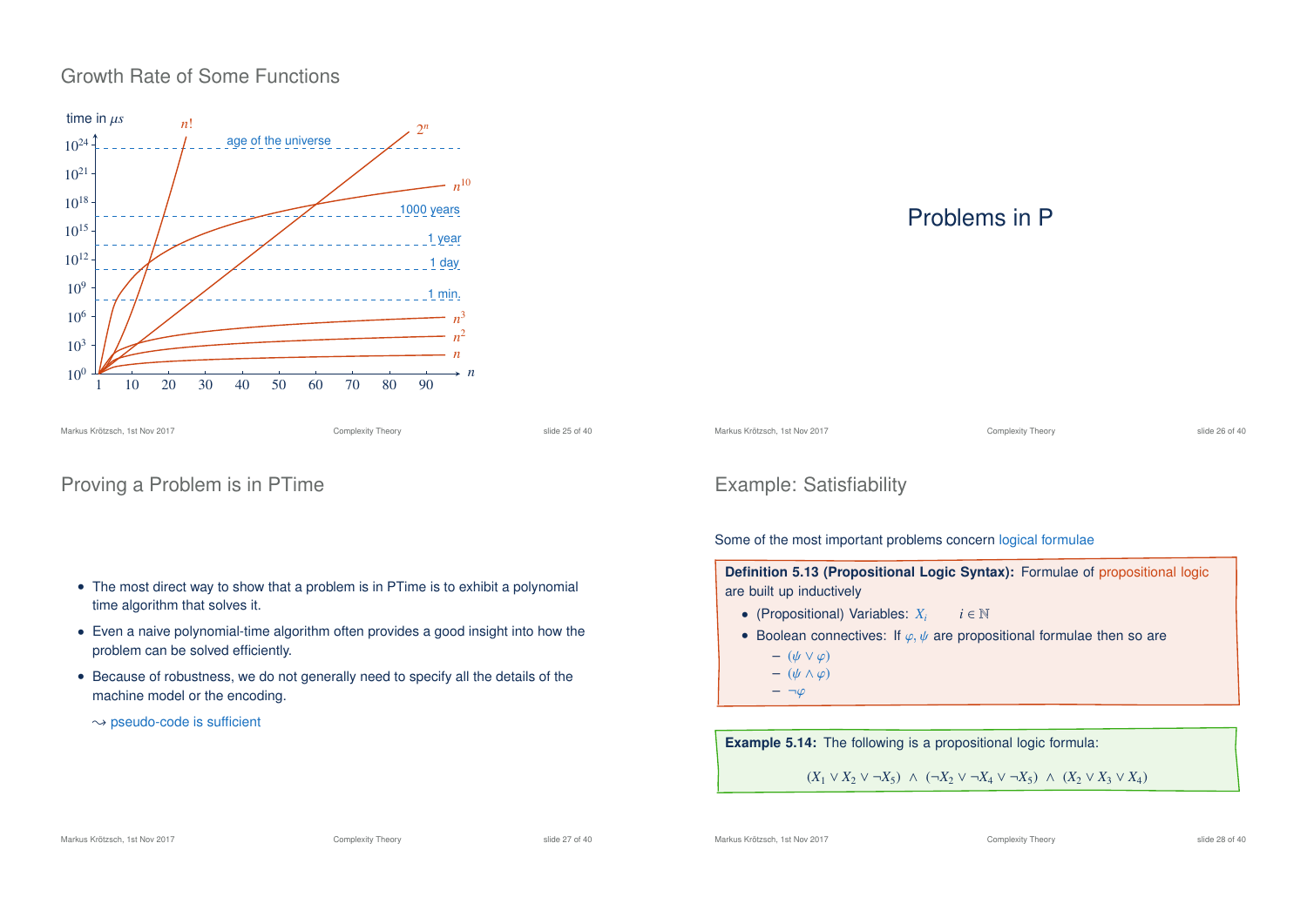## Growth Rate of Some Functions

time in $\mu s$

$10^{24}$ — age of the universe
$10^{21}$
$10^{18}$ — 1000 years
$10^{15}$ — 1 year
$10^{12}$ — 1 day
$10^{9}$ — 1 min.
$10^{6}$
$10^{3}$
$10^{0}$

$n$: 1, 10, 20, 30, 40, 50, 60, 70, 80, 90

Curves: $n!$, $2^n$, $n^{10}$, $n^3$, $n^2$, $n$

# Problems in P

## Proving a Problem is in PTime

- The most direct way to show that a problem is in PTime is to exhibit a polynomial time algorithm that solves it.
- Even a naive polynomial-time algorithm often provides a good insight into how the problem can be solved efficiently.
- Because of robustness, we do not generally need to specify all the details of the machine model or the encoding.

$\leadsto$ pseudo-code is sufficient

## Example: Satisfiability

Some of the most important problems concern logical formulae

**Definition 5.13 (Propositional Logic Syntax):** Formulae of propositional logic are built up inductively

- (Propositional) Variables: $X_i \quad i \in \mathbb{N}$
- Boolean connectives: If $\varphi, \psi$ are propositional formulae then so are
  - $(\psi \vee \varphi)$
  - $(\psi \wedge \varphi)$
  - $\neg\varphi$

**Example 5.14:** The following is a propositional logic formula:

$$(X_1 \vee X_2 \vee \neg X_5) \wedge (\neg X_2 \vee \neg X_4 \vee \neg X_5) \wedge (X_2 \vee X_3 \vee X_4)$$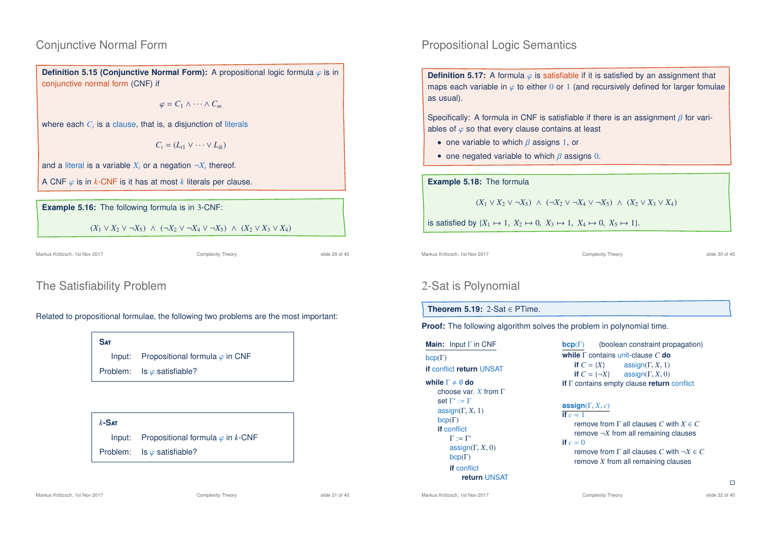## Conjunctive Normal Form

**Definition 5.15 (Conjunctive Normal Form):** A propositional logic formula $\varphi$ is in conjunctive normal form (CNF) if

$$\varphi = C_1 \wedge \cdots \wedge C_m$$

where each $C_i$ is a clause, that is, a disjunction of literals

$$C_i = (L_{i1} \vee \cdots \vee L_{ik})$$

and a literal is a variable $X_i$ or a negation $\neg X_i$ thereof.

A CNF $\varphi$ is in $k$-CNF is it has at most $k$ literals per clause.

**Example 5.16:** The following formula is in 3-CNF:

$$(X_1 \vee X_2 \vee \neg X_5) \ \wedge \ (\neg X_2 \vee \neg X_4 \vee \neg X_5) \ \wedge \ (X_2 \vee X_3 \vee X_4)$$

## Propositional Logic Semantics

**Definition 5.17:** A formula $\varphi$ is satisfiable if it is satisfied by an assignment that maps each variable in $\varphi$ to either $0$ or $1$ (and recursively defined for larger fomulae as usual).

Specifically: A formula in CNF is satisfiable if there is an assignment $\beta$ for variables of $\varphi$ so that every clause contains at least

- one variable to which $\beta$ assigns $1$, or
- one negated variable to which $\beta$ assigns $0$.

**Example 5.18:** The formula

$$(X_1 \vee X_2 \vee \neg X_5) \ \wedge \ (\neg X_2 \vee \neg X_4 \vee \neg X_5) \ \wedge \ (X_2 \vee X_3 \vee X_4)$$

is satisfied by $\{X_1 \mapsto 1, \ X_2 \mapsto 0, \ X_3 \mapsto 1, \ X_4 \mapsto 0, \ X_5 \mapsto 1\}$.

## The Satisfiability Problem

Related to propositional formulae, the following two problems are the most important:

**Sat**

Input: Propositional formula $\varphi$ in CNF

Problem: Is $\varphi$ satisfiable?

**$k$-Sat**

Input: Propositional formula $\varphi$ in $k$-CNF

Problem: Is $\varphi$ satisfiable?

## 2-Sat is Polynomial

**Theorem 5.19:** 2-Sat $\in$ PTime.

**Proof:** The following algorithm solves the problem in polynomial time.

```
Main: Input Γ in CNF
bcp(Γ)
if conflict return UNSAT
while Γ ≠ ∅ do
    choose var. X from Γ
    set Γ' := Γ
    assign(Γ, X, 1)
    bcp(Γ)
    if conflict
        Γ := Γ'
        assign(Γ, X, 0)
        bcp(Γ)
        if conflict
            return UNSAT
```

```
bcp(Γ)      (boolean constraint propagation)
while Γ contains unit-clause C do
    if C = {X}     assign(Γ, X, 1)
    if C = {¬X}    assign(Γ, X, 0)
if Γ contains empty clause return conflict
```

```
assign(Γ, X, c)
if c = 1
    remove from Γ all clauses C with X ∈ C
    remove ¬X from all remaining clauses
if c = 0
    remove from Γ all clauses C with ¬X ∈ C
    remove X from all remaining clauses
```

□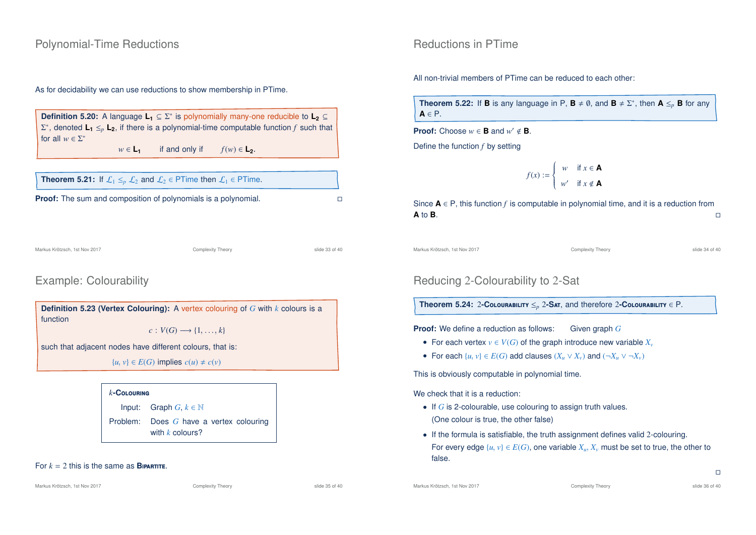## Polynomial-Time Reductions

As for decidability we can use reductions to show membership in PTime.

**Definition 5.20:** A language $\mathbf{L_1} \subseteq \Sigma^*$ is polynomially many-one reducible to $\mathbf{L_2} \subseteq \Sigma^*$, denoted $\mathbf{L_1} \leq_p \mathbf{L_2}$, if there is a polynomial-time computable function $f$ such that for all $w \in \Sigma^*$

$$w \in \mathbf{L_1} \quad \text{if and only if} \quad f(w) \in \mathbf{L_2}.$$

**Theorem 5.21:** If $\mathcal{L}_1 \leq_p \mathcal{L}_2$ and $\mathcal{L}_2 \in$ PTime then $\mathcal{L}_1 \in$ PTime.

**Proof:** The sum and composition of polynomials is a polynomial. □

## Reductions in PTime

All non-trivial members of PTime can be reduced to each other:

**Theorem 5.22:** If $\mathbf{B}$ is any language in P, $\mathbf{B} \neq \emptyset$, and $\mathbf{B} \neq \Sigma^*$, then $\mathbf{A} \leq_p \mathbf{B}$ for any $\mathbf{A} \in$ P.

**Proof:** Choose $w \in \mathbf{B}$ and $w' \notin \mathbf{B}$.

Define the function $f$ by setting

$$f(x) := \begin{cases} w & \text{if } x \in \mathbf{A} \\ w' & \text{if } x \notin \mathbf{A} \end{cases}$$

Since $\mathbf{A} \in$ P, this function $f$ is computable in polynomial time, and it is a reduction from $\mathbf{A}$ to $\mathbf{B}$. □

## Example: Colourability

**Definition 5.23 (Vertex Colouring):** A vertex colouring of $G$ with $k$ colours is a function

$$c : V(G) \longrightarrow \{1, \ldots, k\}$$

such that adjacent nodes have different colours, that is:

$$\{u, v\} \in E(G) \text{ implies } c(u) \neq c(v)$$

**$k$-Colouring**

Input: Graph $G$, $k \in \mathbb{N}$

Problem: Does $G$ have a vertex colouring with $k$ colours?

For $k = 2$ this is the same as **Bipartite**.

## Reducing 2-Colourability to 2-Sat

**Theorem 5.24:** 2-**Colourability** $\leq_p$ 2-**Sat**, and therefore 2-**Colourability** $\in$ P.

**Proof:** We define a reduction as follows: Given graph $G$

- For each vertex $v \in V(G)$ of the graph introduce new variable $X_v$
- For each $\{u, v\} \in E(G)$ add clauses $(X_u \vee X_v)$ and $(\neg X_u \vee \neg X_v)$

This is obviously computable in polynomial time.

We check that it is a reduction:

- If $G$ is 2-colourable, use colouring to assign truth values. (One colour is true, the other false)
- If the formula is satisfiable, the truth assignment defines valid 2-colouring. For every edge $\{u, v\} \in E(G)$, one variable $X_u, X_v$ must be set to true, the other to false.

□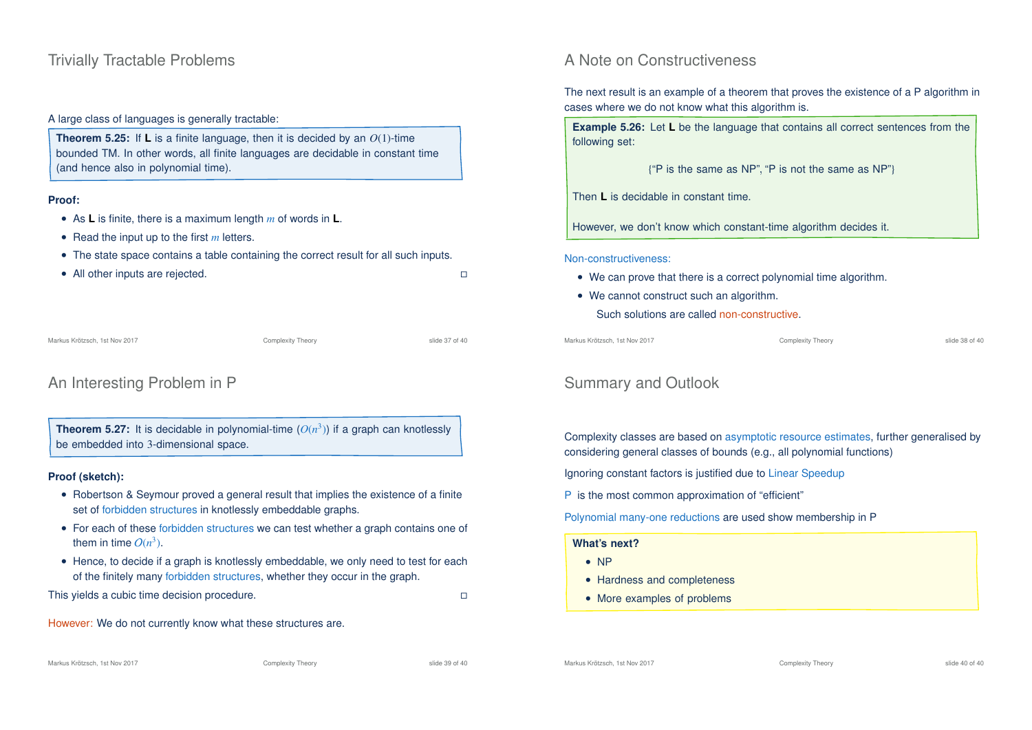## Trivially Tractable Problems

A large class of languages is generally tractable:

**Theorem 5.25:** If **L** is a finite language, then it is decided by an $O(1)$-time bounded TM. In other words, all finite languages are decidable in constant time (and hence also in polynomial time).

**Proof:**

- As **L** is finite, there is a maximum length $m$ of words in **L**.
- Read the input up to the first $m$ letters.
- The state space contains a table containing the correct result for all such inputs.
- All other inputs are rejected. □

## A Note on Constructiveness

The next result is an example of a theorem that proves the existence of a P algorithm in cases where we do not know what this algorithm is.

**Example 5.26:** Let **L** be the language that contains all correct sentences from the following set:

{"P is the same as NP", "P is not the same as NP"}

Then **L** is decidable in constant time.

However, we don't know which constant-time algorithm decides it.

Non-constructiveness:

- We can prove that there is a correct polynomial time algorithm.
- We cannot construct such an algorithm.

  Such solutions are called non-constructive.

## An Interesting Problem in P

**Theorem 5.27:** It is decidable in polynomial-time ($O(n^3)$) if a graph can knotlessly be embedded into 3-dimensional space.

**Proof (sketch):**

- Robertson & Seymour proved a general result that implies the existence of a finite set of forbidden structures in knotlessly embeddable graphs.
- For each of these forbidden structures we can test whether a graph contains one of them in time $O(n^3)$.
- Hence, to decide if a graph is knotlessly embeddable, we only need to test for each of the finitely many forbidden structures, whether they occur in the graph.

This yields a cubic time decision procedure. □

However: We do not currently know what these structures are.

## Summary and Outlook

Complexity classes are based on asymptotic resource estimates, further generalised by considering general classes of bounds (e.g., all polynomial functions)

Ignoring constant factors is justified due to Linear Speedup

P is the most common approximation of "efficient"

Polynomial many-one reductions are used show membership in P

**What's next?**

- NP
- Hardness and completeness
- More examples of problems